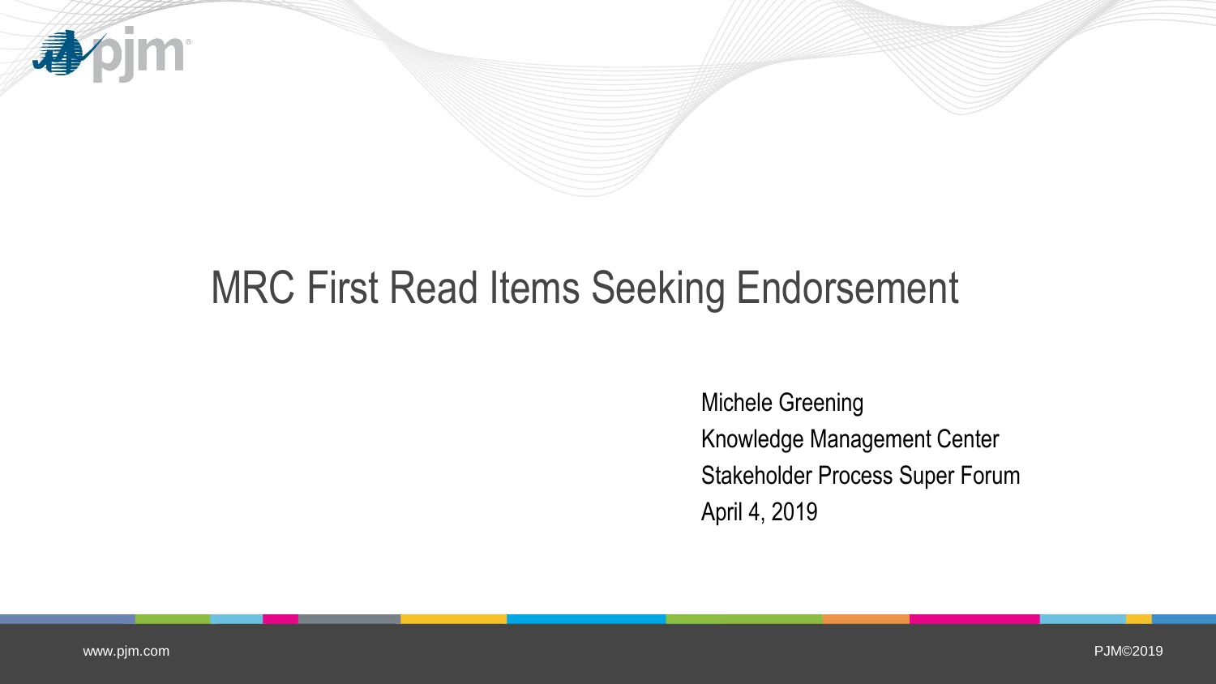# MRC First Read Items Seeking Endorsement

Michele Greening
Knowledge Management Center
Stakeholder Process Super Forum
April 4, 2019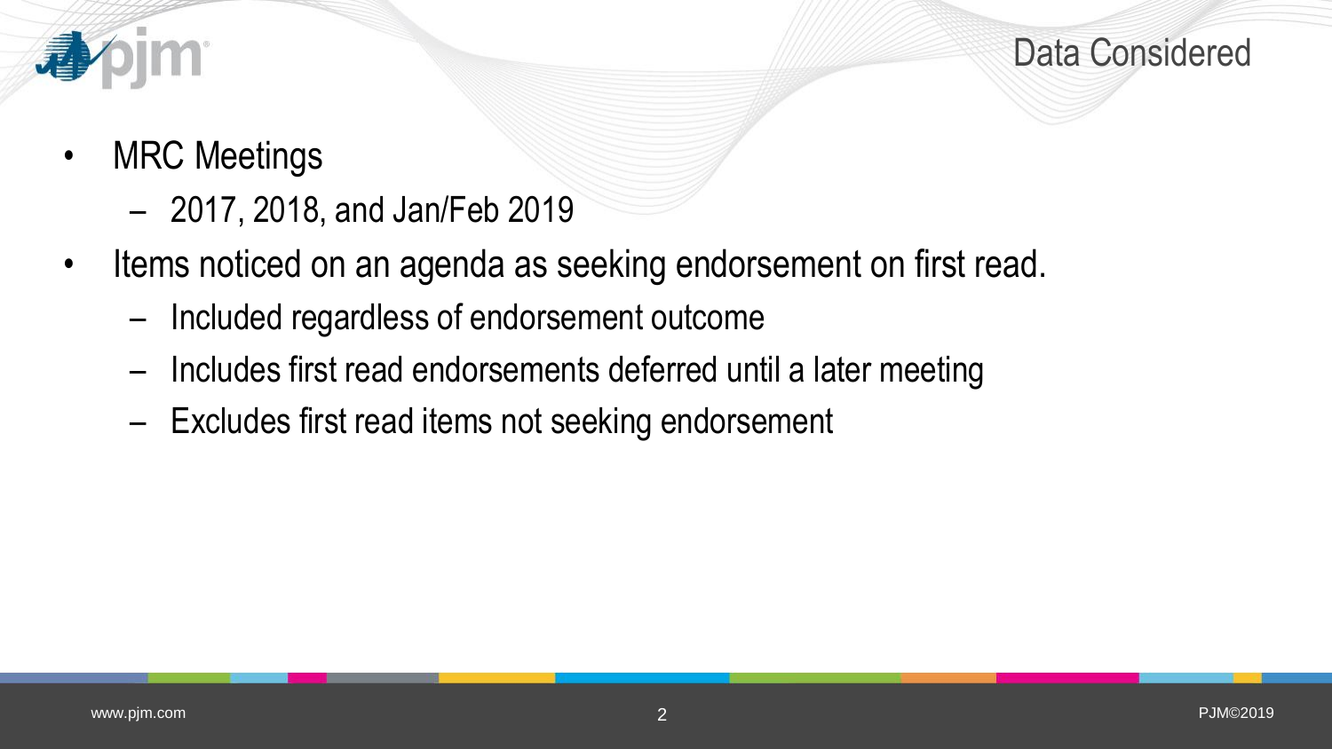# Data Considered

- MRC Meetings
  - 2017, 2018, and Jan/Feb 2019
- Items noticed on an agenda as seeking endorsement on first read.
  - Included regardless of endorsement outcome
  - Includes first read endorsements deferred until a later meeting
  - Excludes first read items not seeking endorsement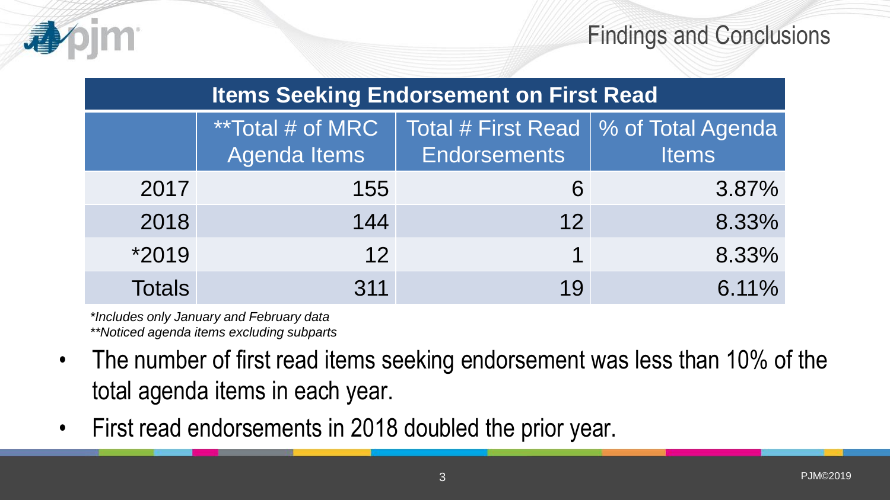# Findings and Conclusions

| Items Seeking Endorsement on First Read | | | |
|---|---|---|---|
| | **Total # of MRC Agenda Items | Total # First Read Endorsements | % of Total Agenda Items |
| 2017 | 155 | 6 | 3.87% |
| 2018 | 144 | 12 | 8.33% |
| *2019 | 12 | 1 | 8.33% |
| Totals | 311 | 19 | 6.11% |

*\*Includes only January and February data*
*\*\*Noticed agenda items excluding subparts*

- The number of first read items seeking endorsement was less than 10% of the total agenda items in each year.
- First read endorsements in 2018 doubled the prior year.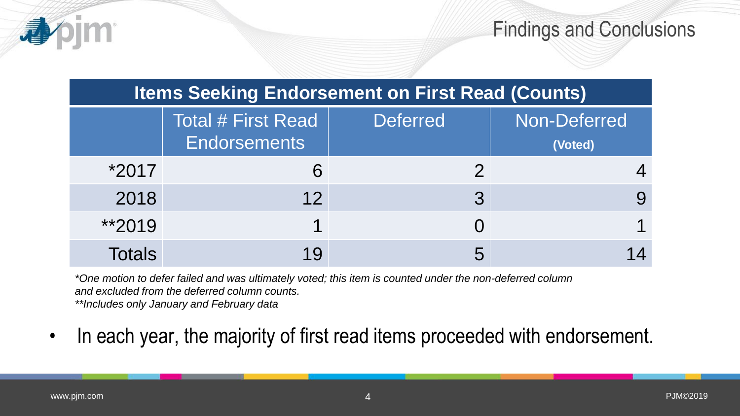## Findings and Conclusions

| Items Seeking Endorsement on First Read (Counts) | | | |
|---|---|---|---|
| | Total # First Read Endorsements | Deferred | Non-Deferred (Voted) |
| *2017 | 6 | 2 | 4 |
| 2018 | 12 | 3 | 9 |
| **2019 | 1 | 0 | 1 |
| Totals | 19 | 5 | 14 |

*\*One motion to defer failed and was ultimately voted; this item is counted under the non-deferred column and excluded from the deferred column counts.*

*\*\*Includes only January and February data*

- In each year, the majority of first read items proceeded with endorsement.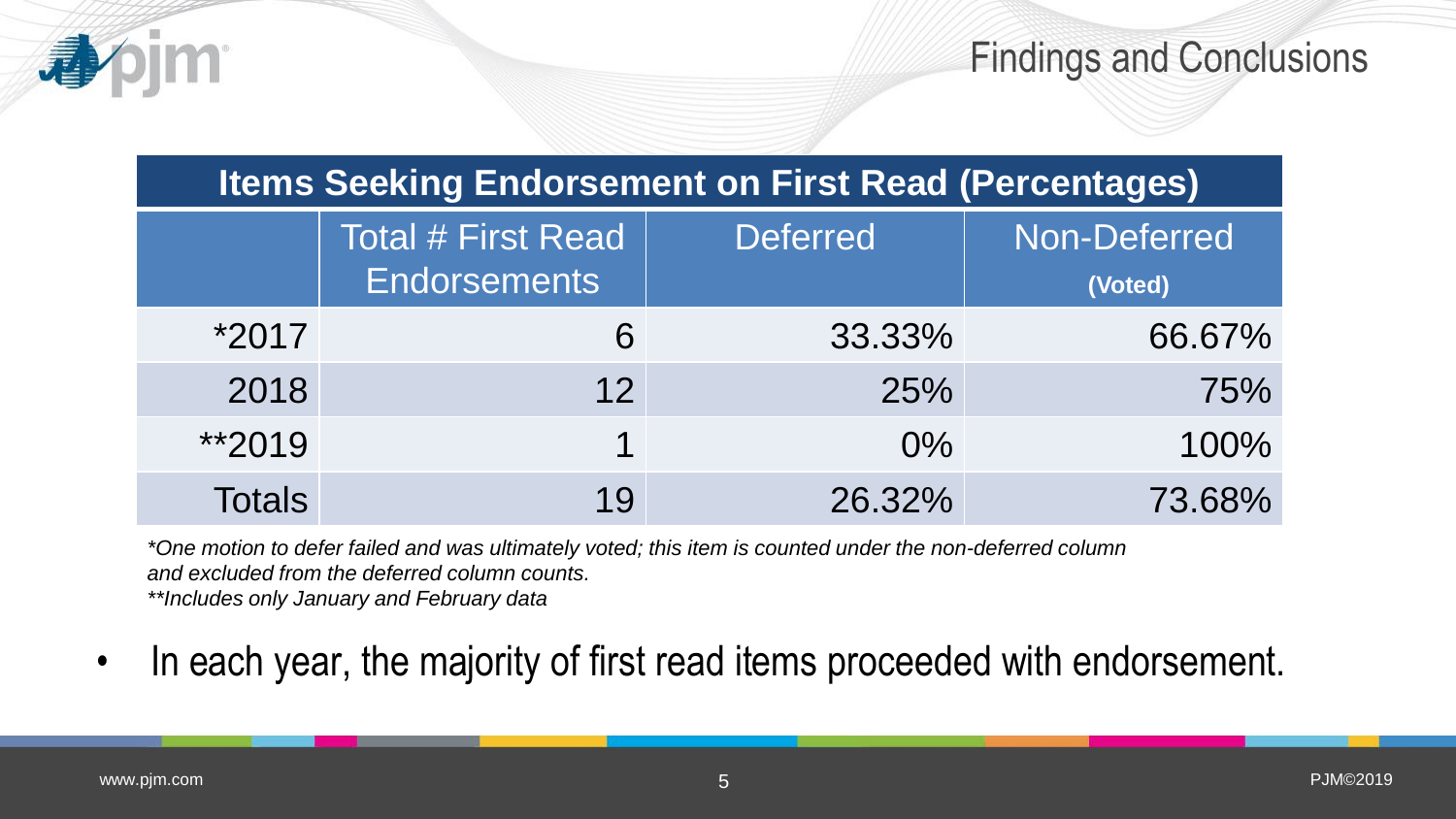## Findings and Conclusions

| Items Seeking Endorsement on First Read (Percentages) | | | |
|---|---|---|---|
| | Total # First Read Endorsements | Deferred | Non-Deferred (Voted) |
| *2017 | 6 | 33.33% | 66.67% |
| 2018 | 12 | 25% | 75% |
| **2019 | 1 | 0% | 100% |
| Totals | 19 | 26.32% | 73.68% |

*\*One motion to defer failed and was ultimately voted; this item is counted under the non-deferred column and excluded from the deferred column counts.*
*\*\*Includes only January and February data*

- In each year, the majority of first read items proceeded with endorsement.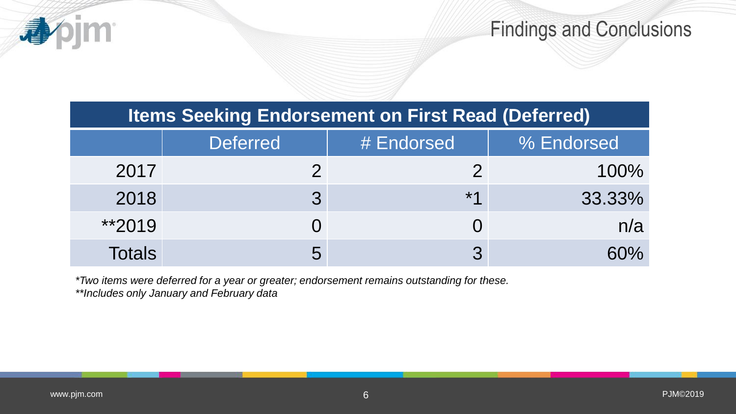# Findings and Conclusions

| Items Seeking Endorsement on First Read (Deferred) | | | |
|---|---|---|---|
| | Deferred | # Endorsed | % Endorsed |
| 2017 | 2 | 2 | 100% |
| 2018 | 3 | *1 | 33.33% |
| **2019 | 0 | 0 | n/a |
| Totals | 5 | 3 | 60% |

*\*Two items were deferred for a year or greater; endorsement remains outstanding for these.*
*\*\*Includes only January and February data*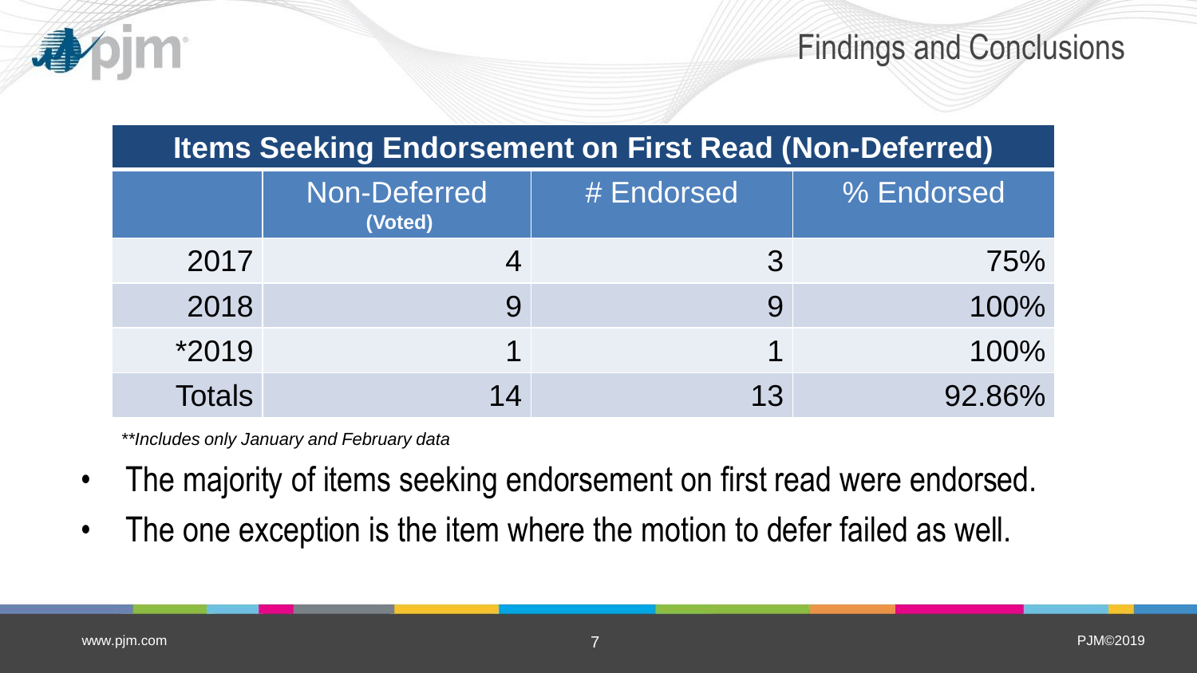# Findings and Conclusions

| Items Seeking Endorsement on First Read (Non-Deferred) | | | |
|---|---|---|---|
| | Non-Deferred **(Voted)** | # Endorsed | % Endorsed |
| 2017 | 4 | 3 | 75% |
| 2018 | 9 | 9 | 100% |
| *2019 | 1 | 1 | 100% |
| Totals | 14 | 13 | 92.86% |

*\*\*Includes only January and February data*

- The majority of items seeking endorsement on first read were endorsed.
- The one exception is the item where the motion to defer failed as well.